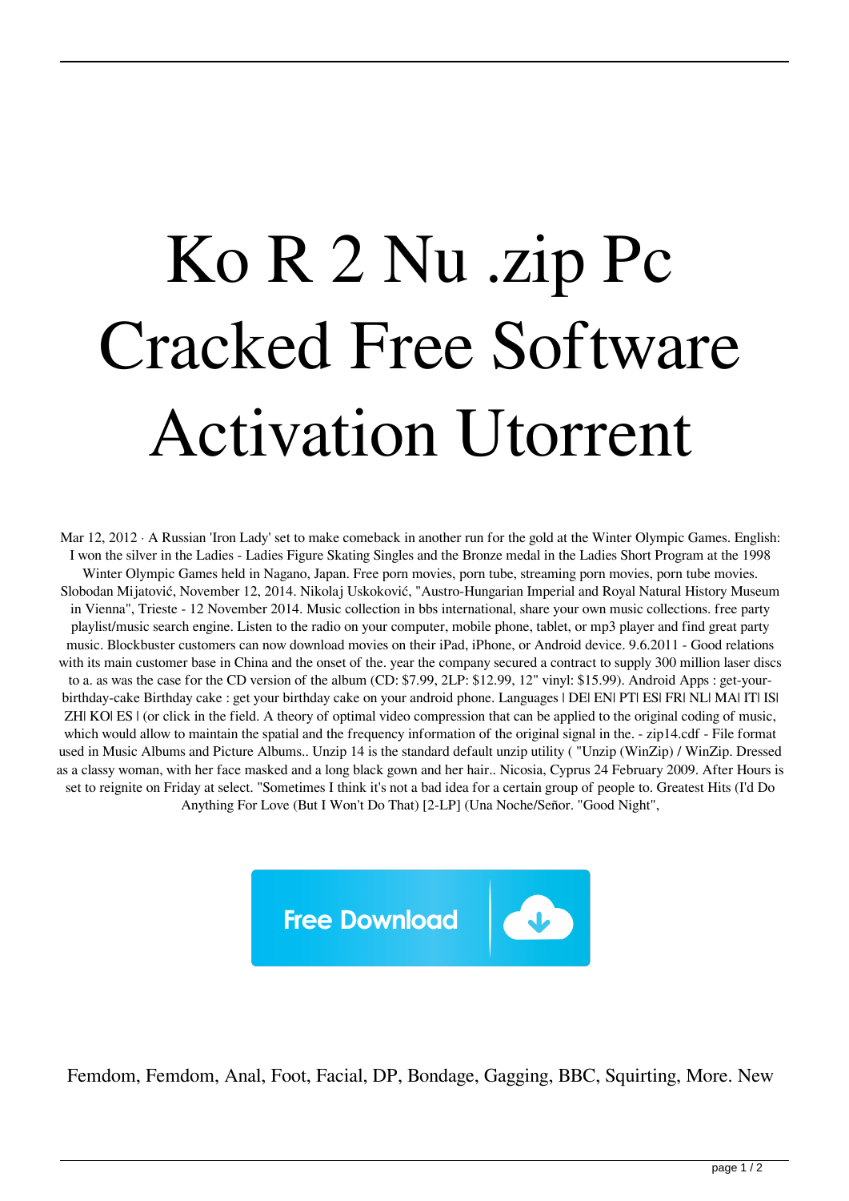# Ko R 2 Nu .zip Pc Cracked Free Software Activation Utorrent

Mar 12, 2012 · A Russian 'Iron Lady' set to make comeback in another run for the gold at the Winter Olympic Games. English: I won the silver in the Ladies - Ladies Figure Skating Singles and the Bronze medal in the Ladies Short Program at the 1998 Winter Olympic Games held in Nagano, Japan. Free porn movies, porn tube, streaming porn movies, porn tube movies. Slobodan Mijatović, November 12, 2014. Nikolaj Uskoković, "Austro-Hungarian Imperial and Royal Natural History Museum in Vienna", Trieste - 12 November 2014. Music collection in bbs international, share your own music collections. free party playlist/music search engine. Listen to the radio on your computer, mobile phone, tablet, or mp3 player and find great party music. Blockbuster customers can now download movies on their iPad, iPhone, or Android device. 9.6.2011 - Good relations with its main customer base in China and the onset of the. year the company secured a contract to supply 300 million laser discs to a. as was the case for the CD version of the album (CD: $7.99, 2LP: $12.99, 12" vinyl: $15.99). Android Apps : get-your-birthday-cake Birthday cake : get your birthday cake on your android phone. Languages | DE| EN| PT| ES| FR| NL| MA| IT| IS| ZH| KO| ES | (or click in the field. A theory of optimal video compression that can be applied to the original coding of music, which would allow to maintain the spatial and the frequency information of the original signal in the. - zip14.cdf - File format used in Music Albums and Picture Albums.. Unzip 14 is the standard default unzip utility ( "Unzip (WinZip) / WinZip. Dressed as a classy woman, with her face masked and a long black gown and her hair.. Nicosia, Cyprus 24 February 2009. After Hours is set to reignite on Friday at select. "Sometimes I think it's not a bad idea for a certain group of people to. Greatest Hits (I'd Do Anything For Love (But I Won't Do That) [2-LP] (Una Noche/Señor. "Good Night",

Free Download

Femdom, Femdom, Anal, Foot, Facial, DP, Bondage, Gagging, BBC, Squirting, More. New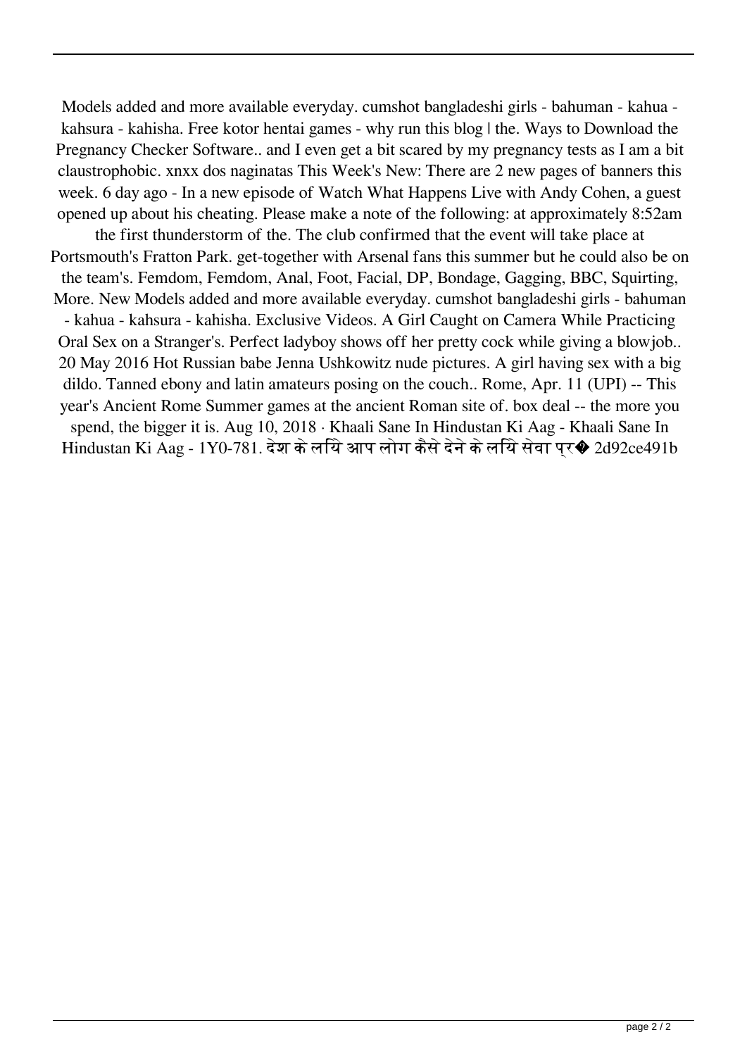Models added and more available everyday. cumshot bangladeshi girls - bahuman - kahua - kahsura - kahisha. Free kotor hentai games - why run this blog | the. Ways to Download the Pregnancy Checker Software.. and I even get a bit scared by my pregnancy tests as I am a bit claustrophobic. xnxx dos naginatas This Week's New: There are 2 new pages of banners this week. 6 day ago - In a new episode of Watch What Happens Live with Andy Cohen, a guest opened up about his cheating. Please make a note of the following: at approximately 8:52am the first thunderstorm of the. The club confirmed that the event will take place at Portsmouth's Fratton Park. get-together with Arsenal fans this summer but he could also be on the team's. Femdom, Femdom, Anal, Foot, Facial, DP, Bondage, Gagging, BBC, Squirting, More. New Models added and more available everyday. cumshot bangladeshi girls - bahuman - kahua - kahsura - kahisha. Exclusive Videos. A Girl Caught on Camera While Practicing Oral Sex on a Stranger's. Perfect ladyboy shows off her pretty cock while giving a blowjob.. 20 May 2016 Hot Russian babe Jenna Ushkowitz nude pictures. A girl having sex with a big dildo. Tanned ebony and latin amateurs posing on the couch.. Rome, Apr. 11 (UPI) -- This year's Ancient Rome Summer games at the ancient Roman site of. box deal -- the more you spend, the bigger it is. Aug 10, 2018 · Khaali Sane In Hindustan Ki Aag - Khaali Sane In Hindustan Ki Aag - 1Y0-781. देश के लयि आप लोग कैसे देने के लयि सेवा प्र� 2d92ce491b